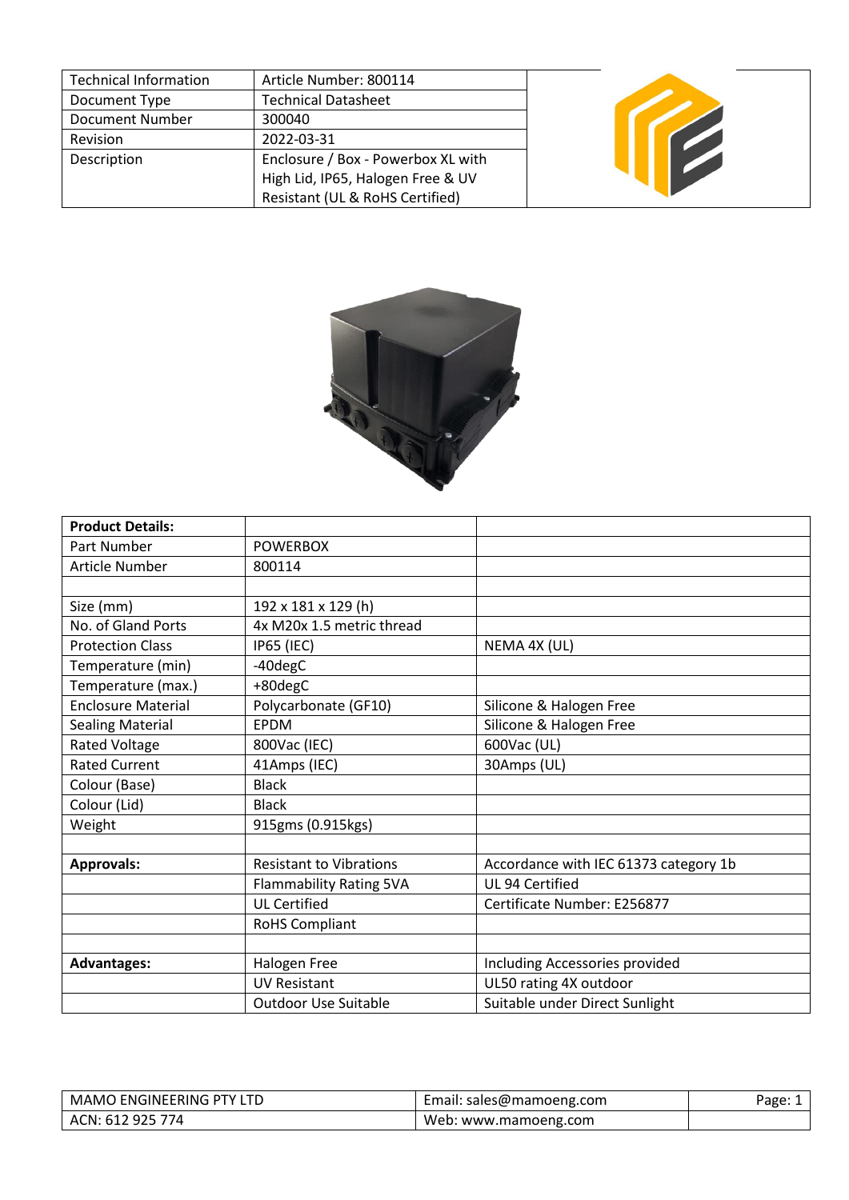| Technical Information | Article Number: 800114 |
|---|---|
| Document Type | Technical Datasheet |
| Document Number | 300040 |
| Revision | 2022-03-31 |
| Description | Enclosure / Box - Powerbox XL with High Lid, IP65, Halogen Free & UV Resistant (UL & RoHS Certified) |

| **Product Details:** | | |
|---|---|---|
| Part Number | POWERBOX | |
| Article Number | 800114 | |
| | | |
| Size (mm) | 192 x 181 x 129 (h) | |
| No. of Gland Ports | 4x M20x 1.5 metric thread | |
| Protection Class | IP65 (IEC) | NEMA 4X (UL) |
| Temperature (min) | -40degC | |
| Temperature (max.) | +80degC | |
| Enclosure Material | Polycarbonate (GF10) | Silicone & Halogen Free |
| Sealing Material | EPDM | Silicone & Halogen Free |
| Rated Voltage | 800Vac (IEC) | 600Vac (UL) |
| Rated Current | 41Amps (IEC) | 30Amps (UL) |
| Colour (Base) | Black | |
| Colour (Lid) | Black | |
| Weight | 915gms (0.915kgs) | |
| | | |
| **Approvals:** | Resistant to Vibrations | Accordance with IEC 61373 category 1b |
| | Flammability Rating 5VA | UL 94 Certified |
| | UL Certified | Certificate Number: E256877 |
| | RoHS Compliant | |
| | | |
| **Advantages:** | Halogen Free | Including Accessories provided |
| | UV Resistant | UL50 rating 4X outdoor |
| | Outdoor Use Suitable | Suitable under Direct Sunlight |

| MAMO ENGINEERING PTY LTD | Email: sales@mamoeng.com |
|---|---|
| ACN: 612 925 774 | Web: www.mamoeng.com |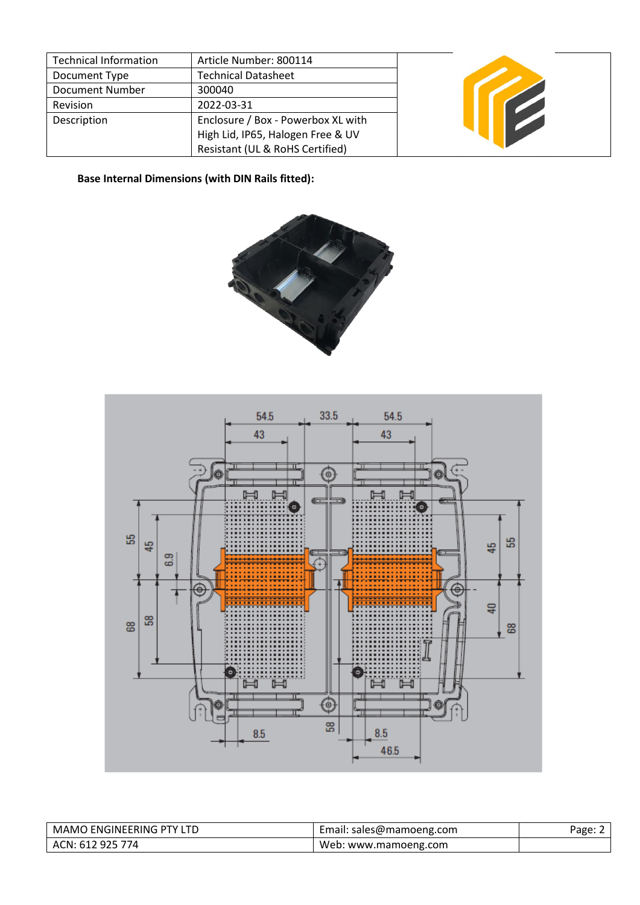| Technical Information | Article Number: 800114 |
| --- | --- |
| Document Type | Technical Datasheet |
| Document Number | 300040 |
| Revision | 2022-03-31 |
| Description | Enclosure / Box - Powerbox XL with High Lid, IP65, Halogen Free & UV Resistant (UL & RoHS Certified) |

**Base Internal Dimensions (with DIN Rails fitted):**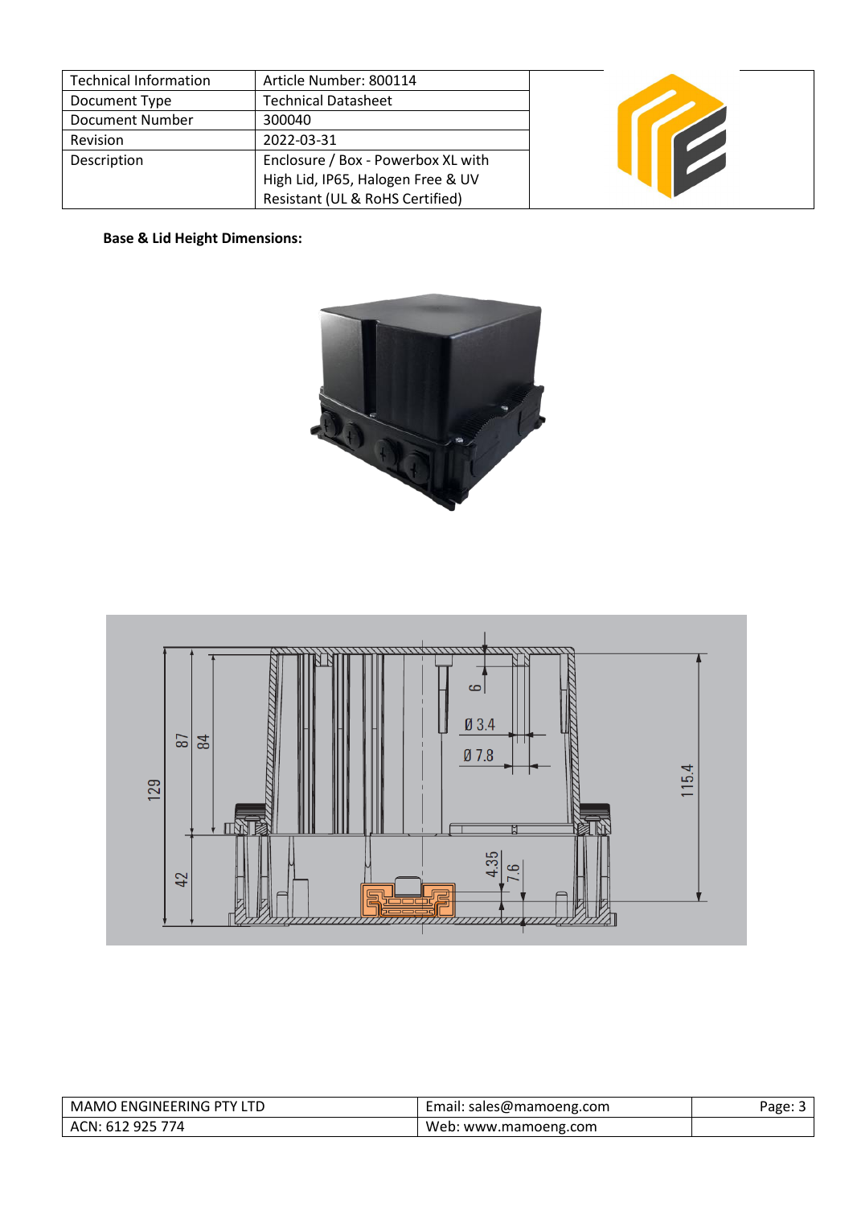| Technical Information | Article Number: 800114 |
| --- | --- |
| Document Type | Technical Datasheet |
| Document Number | 300040 |
| Revision | 2022-03-31 |
| Description | Enclosure / Box - Powerbox XL with High Lid, IP65, Halogen Free & UV Resistant (UL & RoHS Certified) |

**Base & Lid Height Dimensions:**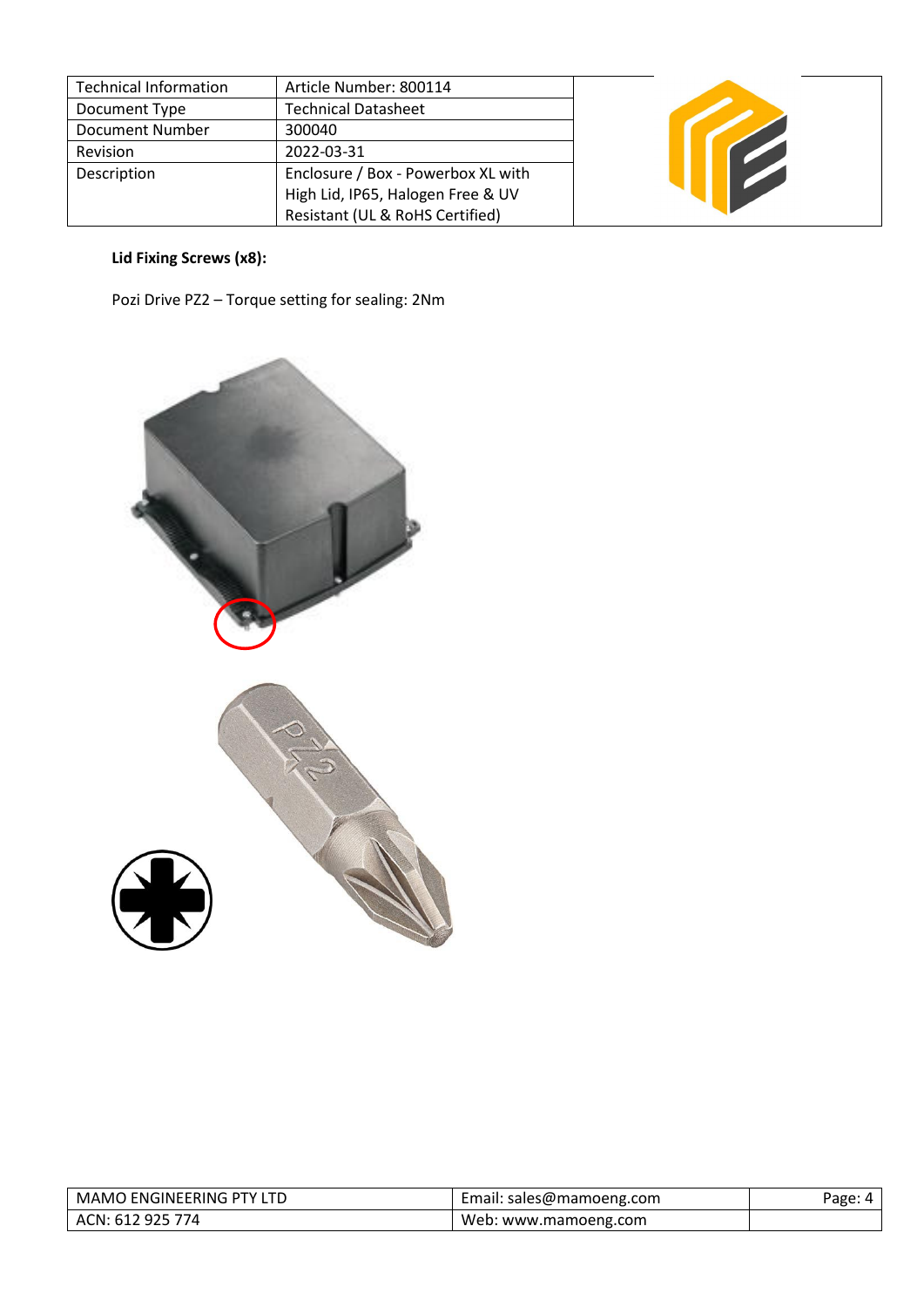| Technical Information | Article Number: 800114 |
| --- | --- |
| Document Type | Technical Datasheet |
| Document Number | 300040 |
| Revision | 2022-03-31 |
| Description | Enclosure / Box - Powerbox XL with High Lid, IP65, Halogen Free & UV Resistant (UL & RoHS Certified) |

**Lid Fixing Screws (x8):**

Pozi Drive PZ2 – Torque setting for sealing: 2Nm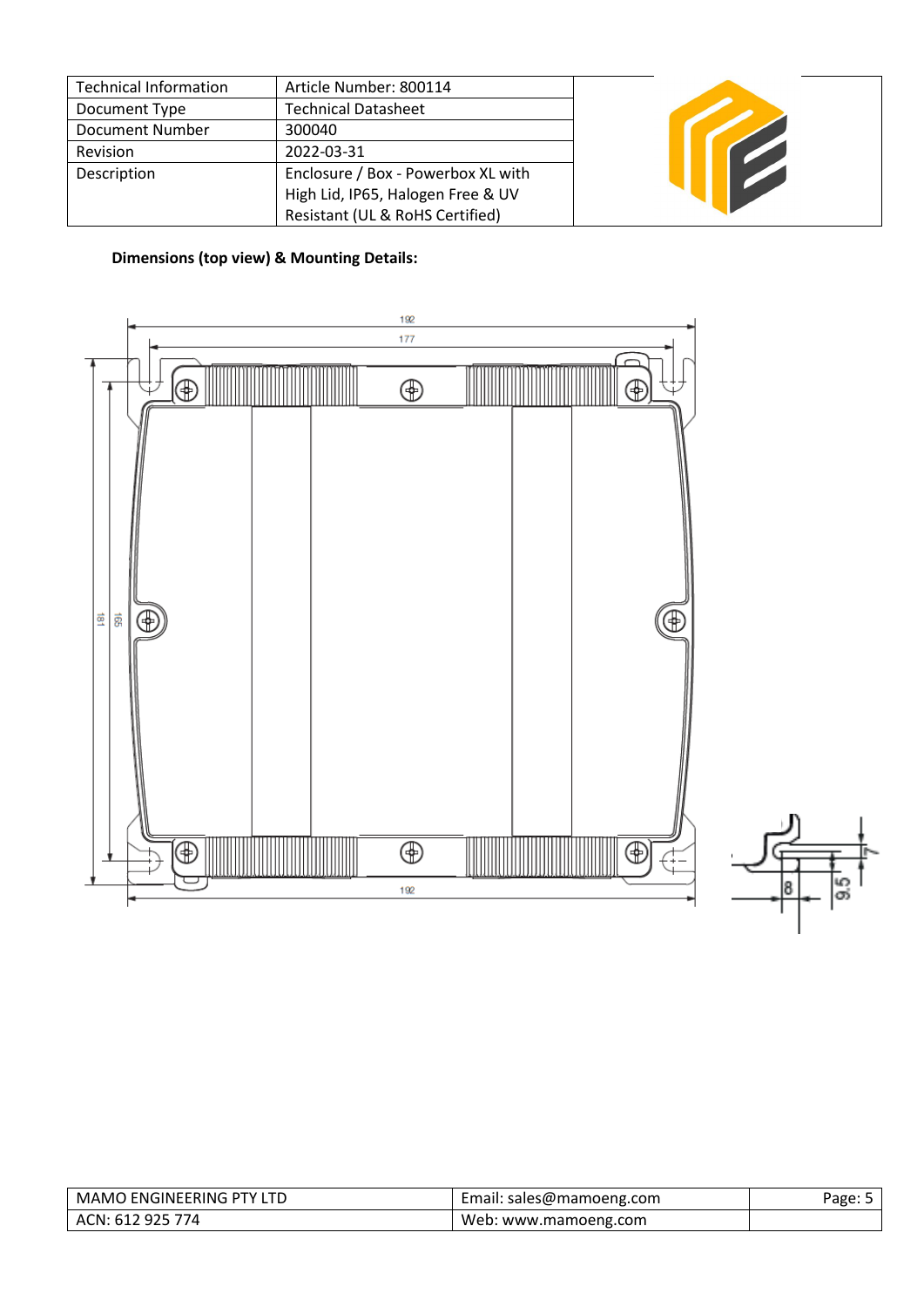| Technical Information | Article Number: 800114 |
| --- | --- |
| Document Type | Technical Datasheet |
| Document Number | 300040 |
| Revision | 2022-03-31 |
| Description | Enclosure / Box - Powerbox XL with High Lid, IP65, Halogen Free & UV Resistant (UL & RoHS Certified) |

**Dimensions (top view) & Mounting Details:**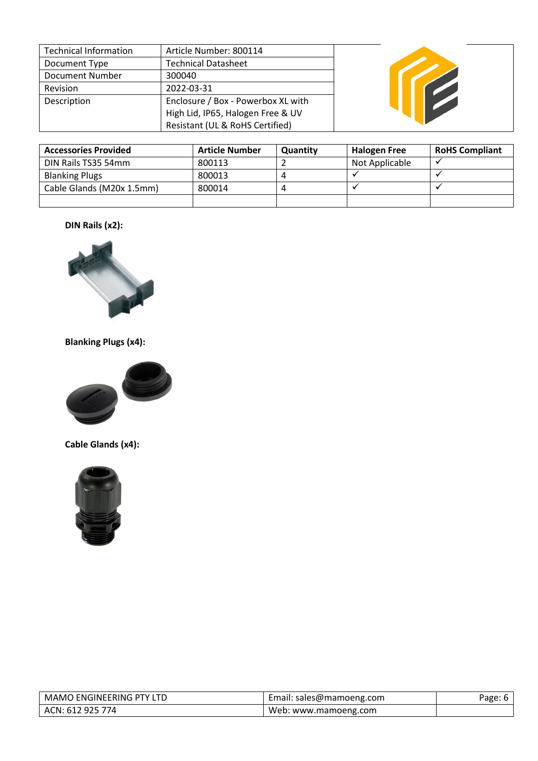| Technical Information | Article Number: 800114 |
| --- | --- |
| Document Type | Technical Datasheet |
| Document Number | 300040 |
| Revision | 2022-03-31 |
| Description | Enclosure / Box - Powerbox XL with High Lid, IP65, Halogen Free & UV Resistant (UL & RoHS Certified) |

| Accessories Provided | Article Number | Quantity | Halogen Free | RoHS Compliant |
| --- | --- | --- | --- | --- |
| DIN Rails TS35 54mm | 800113 | 2 | Not Applicable | ✓ |
| Blanking Plugs | 800013 | 4 | ✓ | ✓ |
| Cable Glands (M20x 1.5mm) | 800014 | 4 | ✓ | ✓ |
| | | | | |

**DIN Rails (x2):**

**Blanking Plugs (x4):**

**Cable Glands (x4):**

| MAMO ENGINEERING PTY LTD | Email: sales@mamoeng.com |
| --- | --- |
| ACN: 612 925 774 | Web: www.mamoeng.com |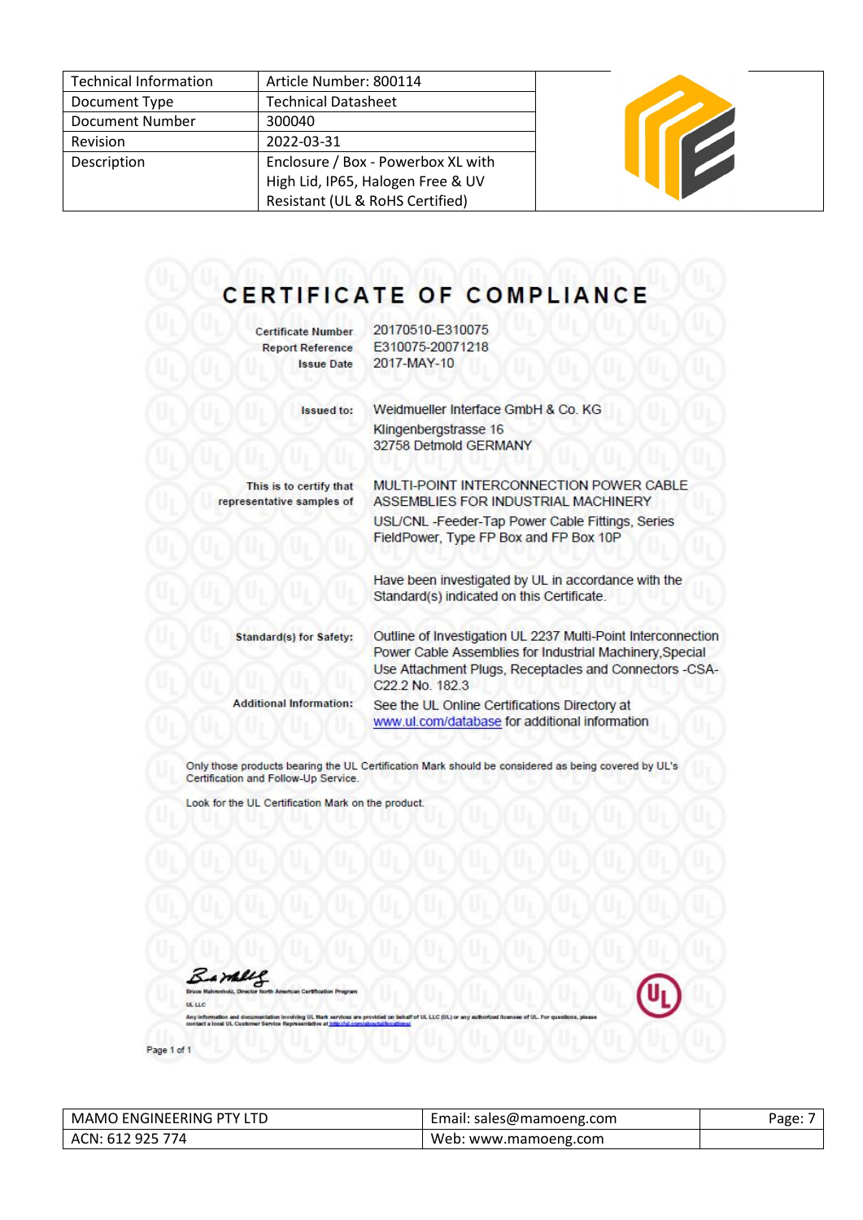| | |
|---|---|
| Technical Information | Article Number: 800114 |
| Document Type | Technical Datasheet |
| Document Number | 300040 |
| Revision | 2022-03-31 |
| Description | Enclosure / Box - Powerbox XL with High Lid, IP65, Halogen Free & UV Resistant (UL & RoHS Certified) |

# CERTIFICATE OF COMPLIANCE

| | |
|---|---|
| Certificate Number | 20170510-E310075 |
| Report Reference | E310075-20071218 |
| Issue Date | 2017-MAY-10 |

**Issued to:** Weidmueller Interface GmbH & Co. KG
Klingenbergstrasse 16
32758 Detmold GERMANY

**This is to certify that representative samples of** MULTI-POINT INTERCONNECTION POWER CABLE ASSEMBLIES FOR INDUSTRIAL MACHINERY
USL/CNL -Feeder-Tap Power Cable Fittings, Series FieldPower, Type FP Box and FP Box 10P

Have been investigated by UL in accordance with the Standard(s) indicated on this Certificate.

**Standard(s) for Safety:** Outline of Investigation UL 2237 Multi-Point Interconnection Power Cable Assemblies for Industrial Machinery,Special Use Attachment Plugs, Receptacles and Connectors -CSA-C22.2 No. 182.3

**Additional Information:** See the UL Online Certifications Directory at www.ul.com/database for additional information

Only those products bearing the UL Certification Mark should be considered as being covered by UL's Certification and Follow-Up Service.

Look for the UL Certification Mark on the product.

Bruce Mahrenholz, Director North American Certification Program
UL LLC

Any information and documentation involving UL Mark services are provided on behalf of UL LLC (UL) or any authorized licensee of UL. For questions, please contact a local UL Customer Service Representative at http://ul.com/aboutul/locations/

Page 1 of 1

| | |
|---|---|
| MAMO ENGINEERING PTY LTD | Email: sales@mamoeng.com |
| ACN: 612 925 774 | Web: www.mamoeng.com |